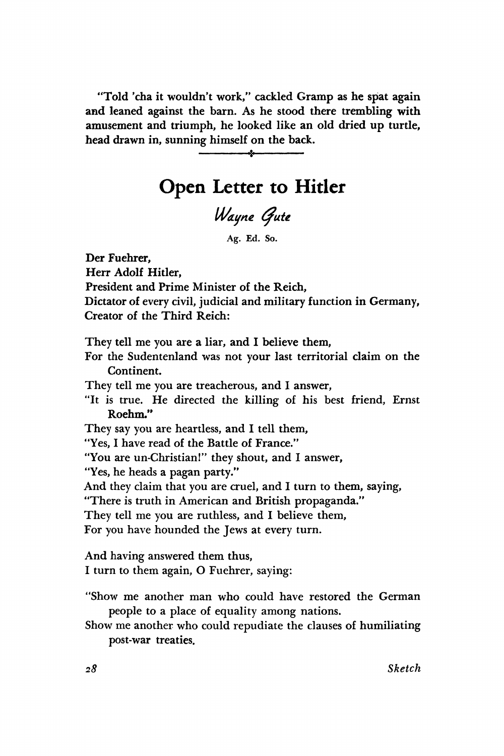"Told 'cha it wouldn't work," cackled Gramp as he spat again and leaned against the barn. As he stood there trembling with amusement and triumph, he looked like an old dried up turtle, head drawn in, sunning himself on the back.

---

# Open Letter to Hitler

*Wayne Gute*

Ag. Ed. So.

**Der Fuehrer,**
**Herr Adolf Hitler,**
**President and Prime Minister of the Reich,**
**Dictator of every civil, judicial and military function in Germany,**
**Creator of the Third Reich:**

They tell me you are a liar, and I believe them,
For the Sudentenland was not your last territorial claim on the Continent.
They tell me you are treacherous, and I answer,
"It is true. He directed the killing of his best friend, Ernst Roehm."
They say you are heartless, and I tell them,
"Yes, I have read of the Battle of France."
"You are un-Christian!" they shout, and I answer,
"Yes, he heads a pagan party."
And they claim that you are cruel, and I turn to them, saying,
"There is truth in American and British propaganda."
They tell me you are ruthless, and I believe them,
For you have hounded the Jews at every turn.

And having answered them thus,
I turn to them again, O Fuehrer, saying:

"Show me another man who could have restored the German people to a place of equality among nations.
Show me another who could repudiate the clauses of humiliating post-war treaties.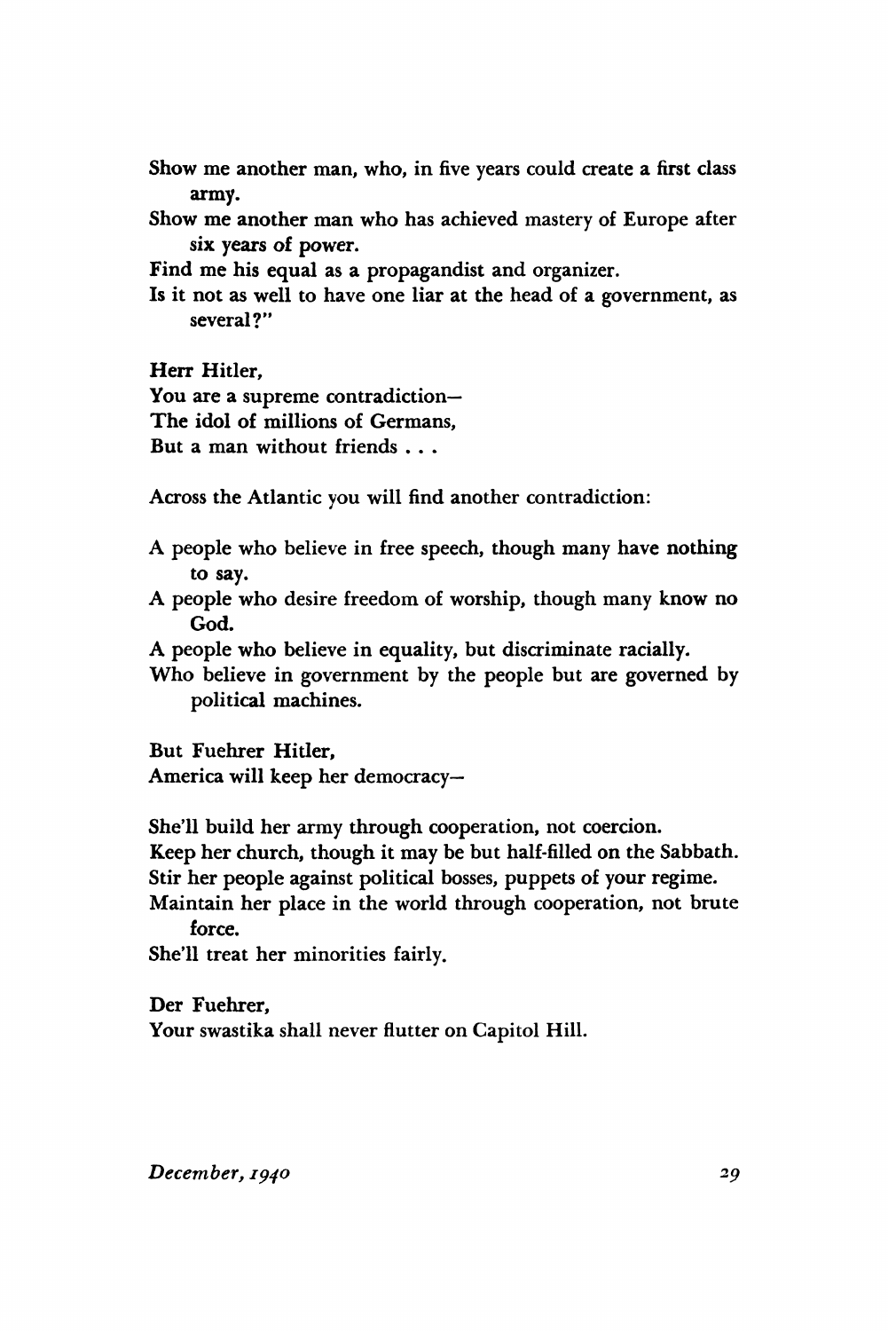Show me another man, who, in five years could create a first class army.

Show me another man who has achieved mastery of Europe after six years of power.

Find me his equal as a propagandist and organizer.

Is it not as well to have one liar at the head of a government, as several?"

Herr Hitler,
You are a supreme contradiction–
The idol of millions of Germans,
But a man without friends . . .

Across the Atlantic you will find another contradiction:

A people who believe in free speech, though many have nothing to say.

A people who desire freedom of worship, though many know no God.

A people who believe in equality, but discriminate racially.

Who believe in government by the people but are governed by political machines.

But Fuehrer Hitler,
America will keep her democracy–

She'll build her army through cooperation, not coercion.
Keep her church, though it may be but half-filled on the Sabbath.
Stir her people against political bosses, puppets of your regime.
Maintain her place in the world through cooperation, not brute force.
She'll treat her minorities fairly.

Der Fuehrer,
Your swastika shall never flutter on Capitol Hill.

*December, 1940*